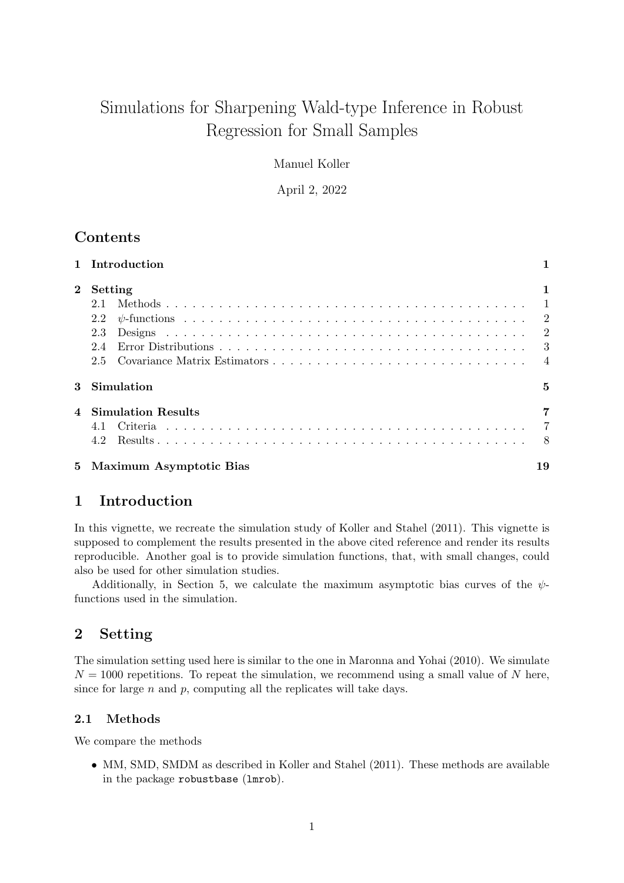# Simulations for Sharpening Wald-type Inference in Robust Regression for Small Samples

Manuel Koller

April 2, 2022

## Contents

1 Introduction ... 1

2 Setting ... 1
- 2.1 Methods ... 1
- 2.2 $\psi$-functions ... 2
- 2.3 Designs ... 2
- 2.4 Error Distributions ... 3
- 2.5 Covariance Matrix Estimators ... 4

3 Simulation ... 5

4 Simulation Results ... 7
- 4.1 Criteria ... 7
- 4.2 Results ... 8

5 Maximum Asymptotic Bias ... 19

## 1 Introduction

In this vignette, we recreate the simulation study of Koller and Stahel (2011). This vignette is supposed to complement the results presented in the above cited reference and render its results reproducible. Another goal is to provide simulation functions, that, with small changes, could also be used for other simulation studies.

Additionally, in Section 5, we calculate the maximum asymptotic bias curves of the $\psi$-functions used in the simulation.

## 2 Setting

The simulation setting used here is similar to the one in Maronna and Yohai (2010). We simulate $N = 1000$ repetitions. To repeat the simulation, we recommend using a small value of $N$ here, since for large $n$ and $p$, computing all the replicates will take days.

### 2.1 Methods

We compare the methods

- MM, SMD, SMDM as described in Koller and Stahel (2011). These methods are available in the package `robustbase` (`lmrob`).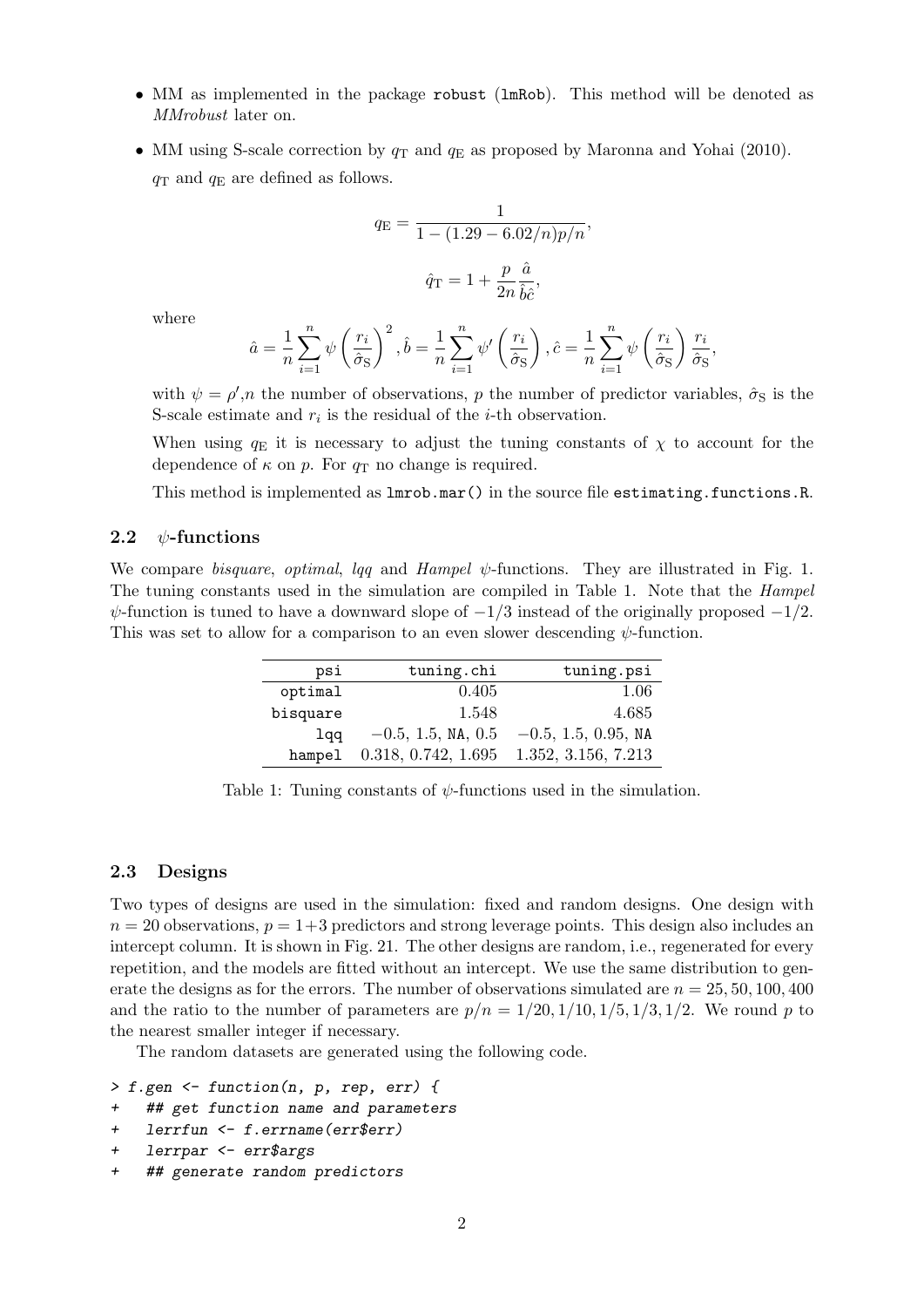- MM as implemented in the package `robust` (`lmRob`). This method will be denoted as *MMrobust* later on.
- MM using S-scale correction by $q_{\mathrm{T}}$ and $q_{\mathrm{E}}$ as proposed by Maronna and Yohai (2010). $q_{\mathrm{T}}$ and $q_{\mathrm{E}}$ are defined as follows.

  $$q_{\mathrm{E}} = \frac{1}{1 - (1.29 - 6.02/n)p/n},$$

  $$\hat{q}_{\mathrm{T}} = 1 + \frac{p}{2n}\frac{\hat{a}}{\hat{b}\hat{c}},$$

  where

  $$\hat{a} = \frac{1}{n}\sum_{i=1}^{n}\psi\left(\frac{r_i}{\hat{\sigma}_{\mathrm{S}}}\right)^2, \hat{b} = \frac{1}{n}\sum_{i=1}^{n}\psi'\left(\frac{r_i}{\hat{\sigma}_{\mathrm{S}}}\right), \hat{c} = \frac{1}{n}\sum_{i=1}^{n}\psi\left(\frac{r_i}{\hat{\sigma}_{\mathrm{S}}}\right)\frac{r_i}{\hat{\sigma}_{\mathrm{S}}},$$

  with $\psi = \rho'$,$n$ the number of observations, $p$ the number of predictor variables, $\hat{\sigma}_{\mathrm{S}}$ is the S-scale estimate and $r_i$ is the residual of the $i$-th observation.

  When using $q_{\mathrm{E}}$ it is necessary to adjust the tuning constants of $\chi$ to account for the dependence of $\kappa$ on $p$. For $q_{\mathrm{T}}$ no change is required.

  This method is implemented as `lmrob.mar()` in the source file `estimating.functions.R`.

## 2.2 $\psi$-functions

We compare *bisquare*, *optimal*, *lqq* and *Hampel* $\psi$-functions. They are illustrated in Fig. 1. The tuning constants used in the simulation are compiled in Table 1. Note that the *Hampel* $\psi$-function is tuned to have a downward slope of $-1/3$ instead of the originally proposed $-1/2$. This was set to allow for a comparison to an even slower descending $\psi$-function.

| psi | tuning.chi | tuning.psi |
|---:|---:|---:|
| optimal | 0.405 | 1.06 |
| bisquare | 1.548 | 4.685 |
| lqq | $-0.5$, 1.5, NA, 0.5 | $-0.5$, 1.5, 0.95, NA |
| hampel | 0.318, 0.742, 1.695 | 1.352, 3.156, 7.213 |

Table 1: Tuning constants of $\psi$-functions used in the simulation.

## 2.3 Designs

Two types of designs are used in the simulation: fixed and random designs. One design with $n = 20$ observations, $p = 1{+}3$ predictors and strong leverage points. This design also includes an intercept column. It is shown in Fig. 21. The other designs are random, i.e., regenerated for every repetition, and the models are fitted without an intercept. We use the same distribution to generate the designs as for the errors. The number of observations simulated are $n = 25, 50, 100, 400$ and the ratio to the number of parameters are $p/n = 1/20, 1/10, 1/5, 1/3, 1/2$. We round $p$ to the nearest smaller integer if necessary.

The random datasets are generated using the following code.

```
> f.gen <- function(n, p, rep, err) {
+   ## get function name and parameters
+   lerrfun <- f.errname(err$err)
+   lerrpar <- err$args
+   ## generate random predictors
```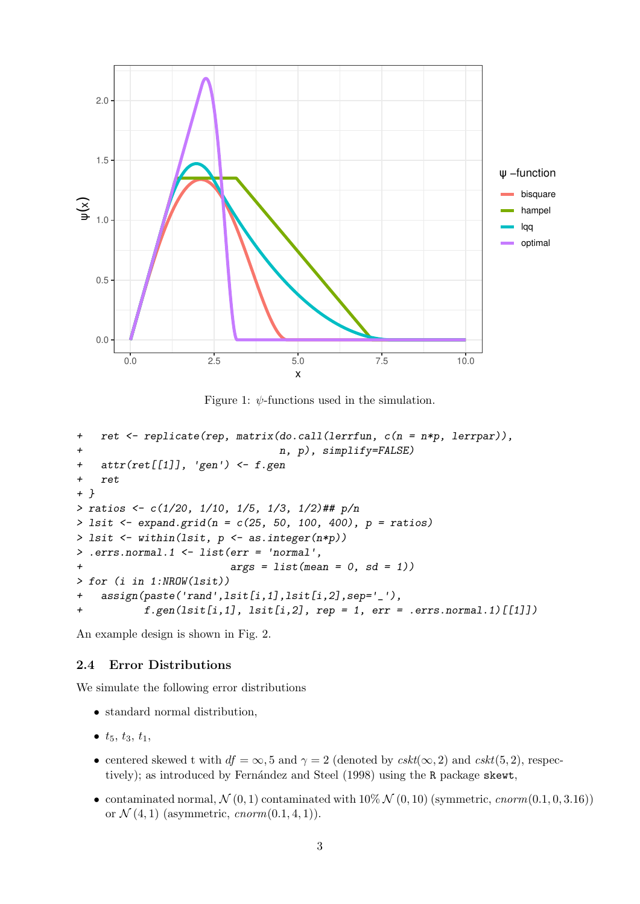ψ −function

bisquare

hampel

lqq

optimal

ψ(x)

2.0

1.5

1.0

0.5

0.0

0.0

2.5

5.0

7.5

10.0

x

Figure 1: $\psi$-functions used in the simulation.

```
+   ret <- replicate(rep, matrix(do.call(lerrfun, c(n = n*p, lerrpar)),
+                               n, p), simplify=FALSE)
+   attr(ret[[1]], 'gen') <- f.gen
+   ret
+ }
> ratios <- c(1/20, 1/10, 1/5, 1/3, 1/2)## p/n
> lsit <- expand.grid(n = c(25, 50, 100, 400), p = ratios)
> lsit <- within(lsit, p <- as.integer(n*p))
> .errs.normal.1 <- list(err = 'normal',
+                        args = list(mean = 0, sd = 1))
> for (i in 1:NROW(lsit))
+   assign(paste('rand',lsit[i,1],lsit[i,2],sep='_'),
+          f.gen(lsit[i,1], lsit[i,2], rep = 1, err = .errs.normal.1)[[1]])
```

An example design is shown in Fig. 2.

### 2.4 Error Distributions

We simulate the following error distributions

- standard normal distribution,
- $t_5$, $t_3$, $t_1$,
- centered skewed t with $df = \infty, 5$ and $\gamma = 2$ (denoted by $cskt(\infty, 2)$ and $cskt(5, 2)$, respectively); as introduced by Fernández and Steel (1998) using the R package skewt,
- contaminated normal, $\mathcal{N}(0, 1)$ contaminated with 10% $\mathcal{N}(0, 10)$ (symmetric, $cnorm(0.1, 0, 3.16)$) or $\mathcal{N}(4, 1)$ (asymmetric, $cnorm(0.1, 4, 1)$).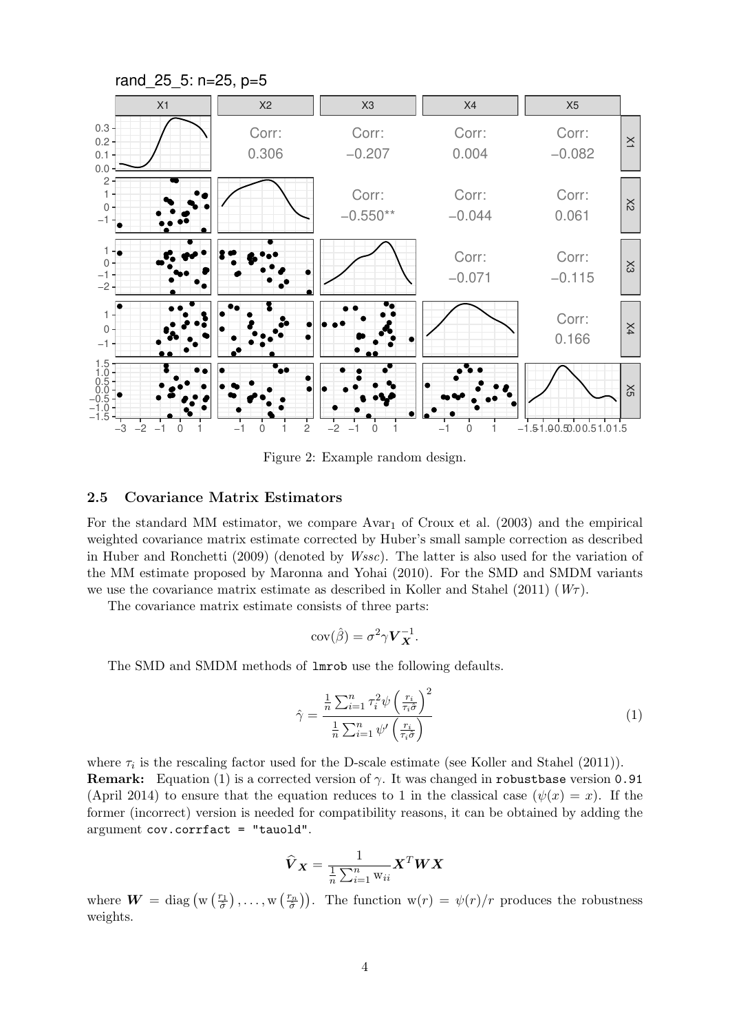rand_25_5: n=25, p=5

X1 X2 X3 X4 X5

Corr: 0.306
Corr: −0.207
Corr: 0.004
Corr: −0.082
Corr: −0.550**
Corr: −0.044
Corr: 0.061
Corr: −0.071
Corr: −0.115
Corr: 0.166

Figure 2: Example random design.

### 2.5 Covariance Matrix Estimators

For the standard MM estimator, we compare $\mathrm{Avar}_1$ of Croux et al. (2003) and the empirical weighted covariance matrix estimate corrected by Huber's small sample correction as described in Huber and Ronchetti (2009) (denoted by *Wssc*). The latter is also used for the variation of the MM estimate proposed by Maronna and Yohai (2010). For the SMD and SMDM variants we use the covariance matrix estimate as described in Koller and Stahel (2011) ($W\tau$).

The covariance matrix estimate consists of three parts:

$$\mathrm{cov}(\hat{\beta}) = \sigma^2 \gamma \boldsymbol{V}_{\boldsymbol{X}}^{-1}.$$

The SMD and SMDM methods of `lmrob` use the following defaults.

$$\hat{\gamma} = \frac{\frac{1}{n}\sum_{i=1}^{n} \tau_i^2 \psi\left(\frac{r_i}{\tau_i \hat{\sigma}}\right)^2}{\frac{1}{n}\sum_{i=1}^{n} \psi'\left(\frac{r_i}{\tau_i \hat{\sigma}}\right)} \tag{1}$$

where $\tau_i$ is the rescaling factor used for the D-scale estimate (see Koller and Stahel (2011)).
**Remark:** Equation (1) is a corrected version of $\gamma$. It was changed in `robustbase` version `0.91` (April 2014) to ensure that the equation reduces to 1 in the classical case ($\psi(x) = x$). If the former (incorrect) version is needed for compatibility reasons, it can be obtained by adding the argument `cov.corrfact = "tauold"`.

$$\widehat{\boldsymbol{V}}_{\boldsymbol{X}} = \frac{1}{\frac{1}{n}\sum_{i=1}^{n} \mathrm{w}_{ii}} \boldsymbol{X}^T \boldsymbol{W} \boldsymbol{X}$$

where $\boldsymbol{W} = \mathrm{diag}\left(\mathrm{w}\left(\frac{r_1}{\hat{\sigma}}\right), \ldots, \mathrm{w}\left(\frac{r_n}{\hat{\sigma}}\right)\right)$. The function $\mathrm{w}(r) = \psi(r)/r$ produces the robustness weights.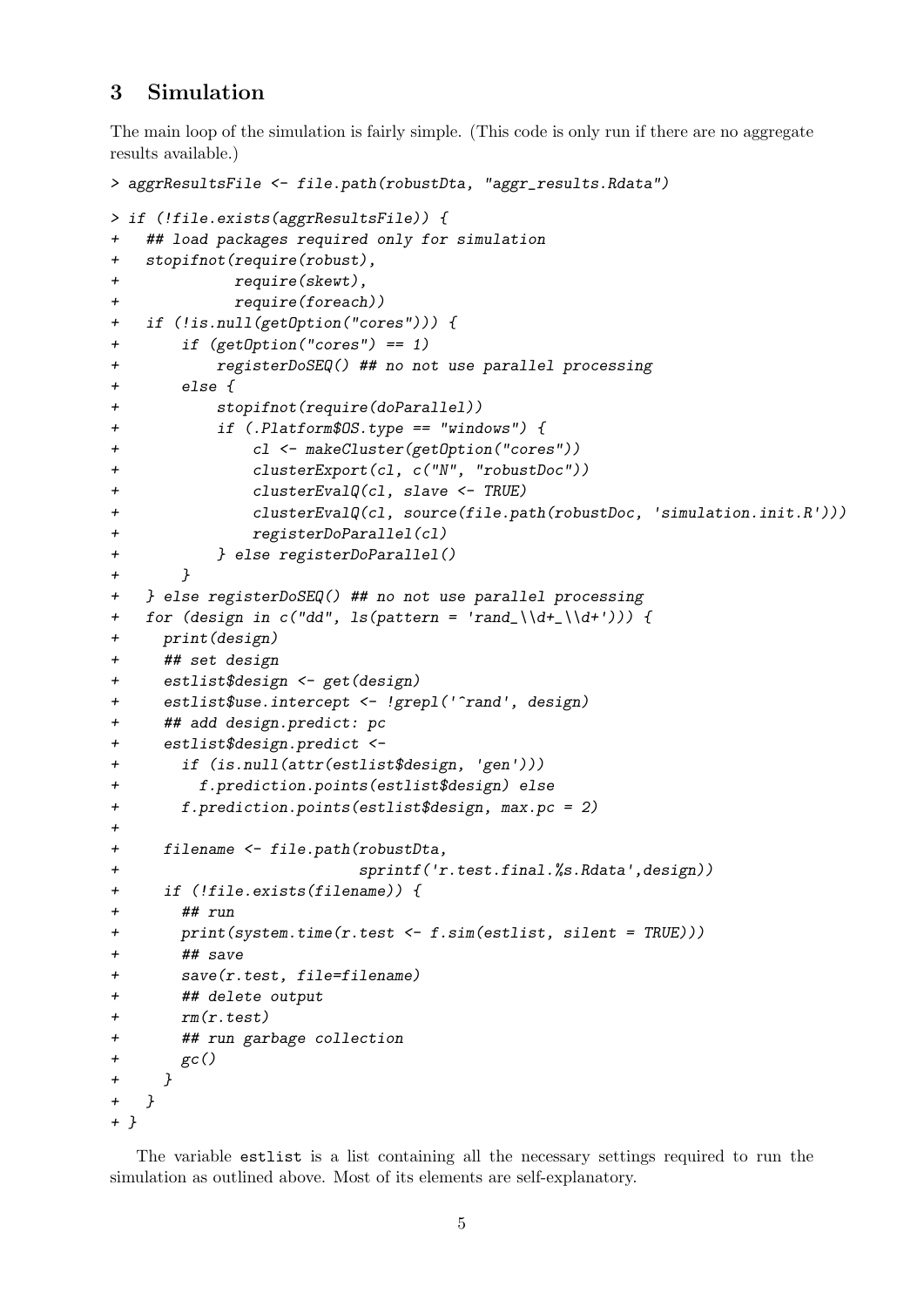## 3 Simulation

The main loop of the simulation is fairly simple. (This code is only run if there are no aggregate results available.)

```
> aggrResultsFile <- file.path(robustDta, "aggr_results.Rdata")
> if (!file.exists(aggrResultsFile)) {
+   ## load packages required only for simulation
+   stopifnot(require(robust),
+             require(skewt),
+             require(foreach))
+   if (!is.null(getOption("cores"))) {
+       if (getOption("cores") == 1)
+           registerDoSEQ() ## no not use parallel processing
+       else {
+           stopifnot(require(doParallel))
+           if (.Platform$OS.type == "windows") {
+               cl <- makeCluster(getOption("cores"))
+               clusterExport(cl, c("N", "robustDoc"))
+               clusterEvalQ(cl, slave <- TRUE)
+               clusterEvalQ(cl, source(file.path(robustDoc, 'simulation.init.R')))
+               registerDoParallel(cl)
+           } else registerDoParallel()
+       }
+   } else registerDoSEQ() ## no not use parallel processing
+   for (design in c("dd", ls(pattern = 'rand_\\d+_\\d+'))) {
+     print(design)
+     ## set design
+     estlist$design <- get(design)
+     estlist$use.intercept <- !grepl('^rand', design)
+     ## add design.predict: pc
+     estlist$design.predict <-
+       if (is.null(attr(estlist$design, 'gen')))
+         f.prediction.points(estlist$design) else
+       f.prediction.points(estlist$design, max.pc = 2)
+
+     filename <- file.path(robustDta,
+                           sprintf('r.test.final.%s.Rdata',design))
+     if (!file.exists(filename)) {
+       ## run
+       print(system.time(r.test <- f.sim(estlist, silent = TRUE)))
+       ## save
+       save(r.test, file=filename)
+       ## delete output
+       rm(r.test)
+       ## run garbage collection
+       gc()
+     }
+   }
+ }
```

The variable `estlist` is a list containing all the necessary settings required to run the simulation as outlined above. Most of its elements are self-explanatory.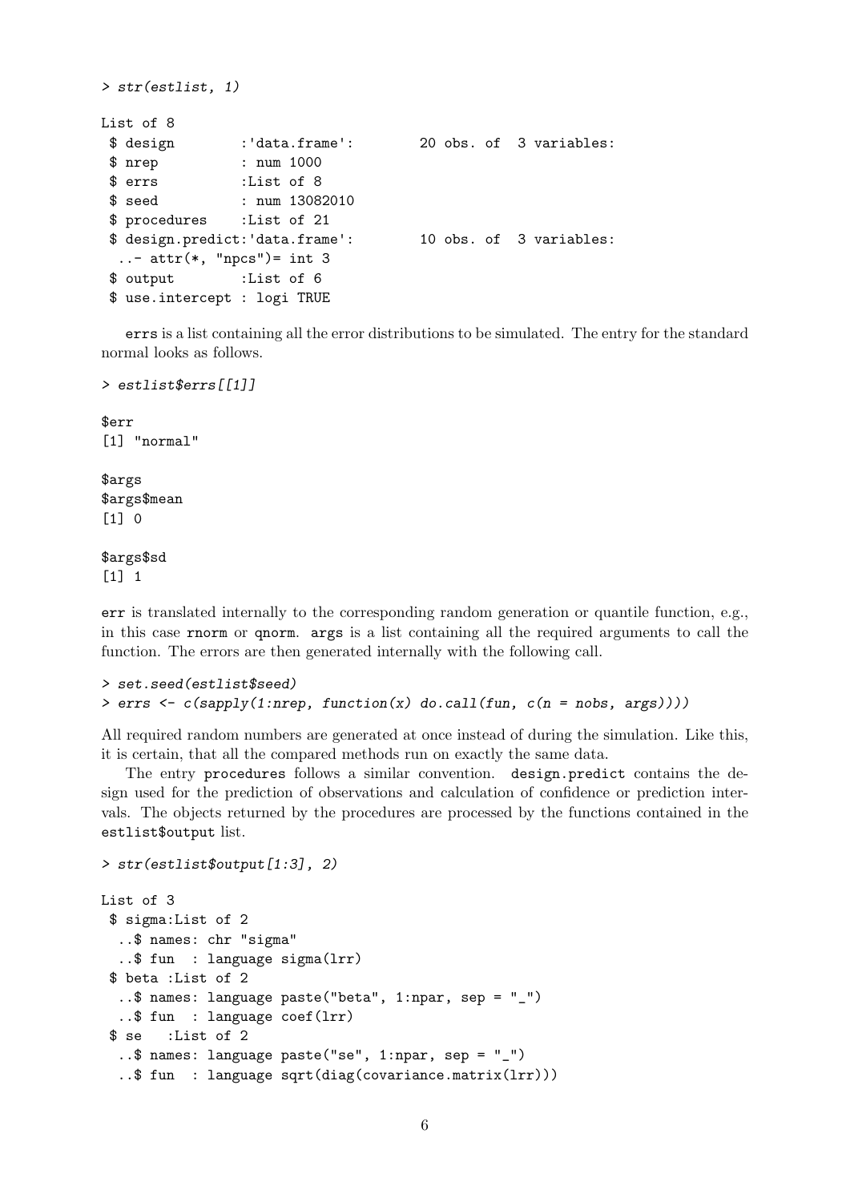```
> str(estlist, 1)

List of 8
 $ design        :'data.frame':        20 obs. of  3 variables:
 $ nrep          : num 1000
 $ errs          :List of 8
 $ seed          : num 13082010
 $ procedures    :List of 21
 $ design.predict:'data.frame':        10 obs. of  3 variables:
  ..- attr(*, "npcs")= int 3
 $ output        :List of 6
 $ use.intercept : logi TRUE
```

errs is a list containing all the error distributions to be simulated. The entry for the standard normal looks as follows.

```
> estlist$errs[[1]]

$err
[1] "normal"

$args
$args$mean
[1] 0

$args$sd
[1] 1
```

err is translated internally to the corresponding random generation or quantile function, e.g., in this case rnorm or qnorm. args is a list containing all the required arguments to call the function. The errors are then generated internally with the following call.

```
> set.seed(estlist$seed)
> errs <- c(sapply(1:nrep, function(x) do.call(fun, c(n = nobs, args))))
```

All required random numbers are generated at once instead of during the simulation. Like this, it is certain, that all the compared methods run on exactly the same data.

The entry procedures follows a similar convention. design.predict contains the design used for the prediction of observations and calculation of confidence or prediction intervals. The objects returned by the procedures are processed by the functions contained in the estlist$output list.

```
> str(estlist$output[1:3], 2)

List of 3
 $ sigma:List of 2
  ..$ names: chr "sigma"
  ..$ fun  : language sigma(lrr)
 $ beta :List of 2
  ..$ names: language paste("beta", 1:npar, sep = "_")
  ..$ fun  : language coef(lrr)
 $ se   :List of 2
  ..$ names: language paste("se", 1:npar, sep = "_")
  ..$ fun  : language sqrt(diag(covariance.matrix(lrr)))
```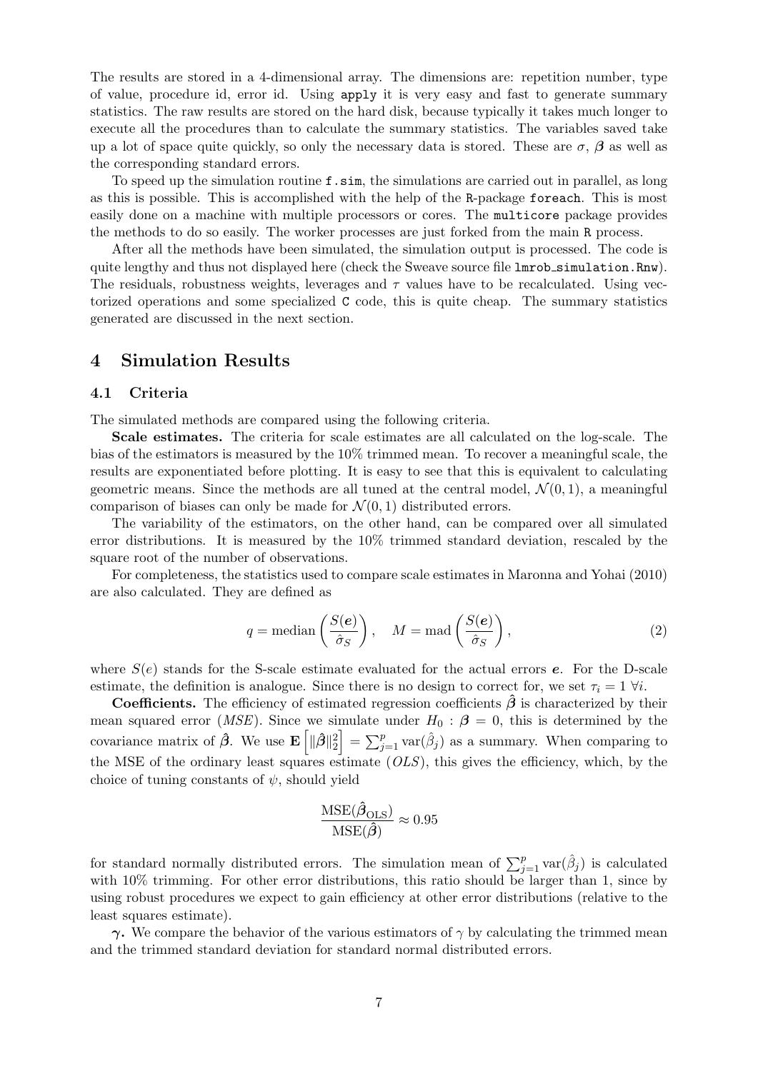The results are stored in a 4-dimensional array. The dimensions are: repetition number, type of value, procedure id, error id. Using `apply` it is very easy and fast to generate summary statistics. The raw results are stored on the hard disk, because typically it takes much longer to execute all the procedures than to calculate the summary statistics. The variables saved take up a lot of space quite quickly, so only the necessary data is stored. These are $\sigma$, $\boldsymbol{\beta}$ as well as the corresponding standard errors.

To speed up the simulation routine `f.sim`, the simulations are carried out in parallel, as long as this is possible. This is accomplished with the help of the R-package `foreach`. This is most easily done on a machine with multiple processors or cores. The `multicore` package provides the methods to do so easily. The worker processes are just forked from the main R process.

After all the methods have been simulated, the simulation output is processed. The code is quite lengthy and thus not displayed here (check the Sweave source file `lmrob_simulation.Rnw`). The residuals, robustness weights, leverages and $\tau$ values have to be recalculated. Using vectorized operations and some specialized C code, this is quite cheap. The summary statistics generated are discussed in the next section.

# 4 Simulation Results

## 4.1 Criteria

The simulated methods are compared using the following criteria.

**Scale estimates.** The criteria for scale estimates are all calculated on the log-scale. The bias of the estimators is measured by the 10% trimmed mean. To recover a meaningful scale, the results are exponentiated before plotting. It is easy to see that this is equivalent to calculating geometric means. Since the methods are all tuned at the central model, $\mathcal{N}(0,1)$, a meaningful comparison of biases can only be made for $\mathcal{N}(0,1)$ distributed errors.

The variability of the estimators, on the other hand, can be compared over all simulated error distributions. It is measured by the 10% trimmed standard deviation, rescaled by the square root of the number of observations.

For completeness, the statistics used to compare scale estimates in Maronna and Yohai (2010) are also calculated. They are defined as

$$q = \text{median}\left(\frac{S(\boldsymbol{e})}{\hat{\sigma}_S}\right), \quad M = \text{mad}\left(\frac{S(\boldsymbol{e})}{\hat{\sigma}_S}\right), \tag{2}$$

where $S(e)$ stands for the S-scale estimate evaluated for the actual errors $\boldsymbol{e}$. For the D-scale estimate, the definition is analogue. Since there is no design to correct for, we set $\tau_i = 1 \; \forall i$.

**Coefficients.** The efficiency of estimated regression coefficients $\hat{\boldsymbol{\beta}}$ is characterized by their mean squared error (*MSE*). Since we simulate under $H_0 : \boldsymbol{\beta} = 0$, this is determined by the covariance matrix of $\hat{\boldsymbol{\beta}}$. We use $\mathbf{E}\left[\|\hat{\boldsymbol{\beta}}\|_2^2\right] = \sum_{j=1}^p \text{var}(\hat{\beta}_j)$ as a summary. When comparing to the MSE of the ordinary least squares estimate (*OLS*), this gives the efficiency, which, by the choice of tuning constants of $\psi$, should yield

$$\frac{\text{MSE}(\hat{\boldsymbol{\beta}}_{\text{OLS}})}{\text{MSE}(\hat{\boldsymbol{\beta}})} \approx 0.95$$

for standard normally distributed errors. The simulation mean of $\sum_{j=1}^p \text{var}(\hat{\beta}_j)$ is calculated with 10% trimming. For other error distributions, this ratio should be larger than 1, since by using robust procedures we expect to gain efficiency at other error distributions (relative to the least squares estimate).

**$\boldsymbol{\gamma}$.** We compare the behavior of the various estimators of $\gamma$ by calculating the trimmed mean and the trimmed standard deviation for standard normal distributed errors.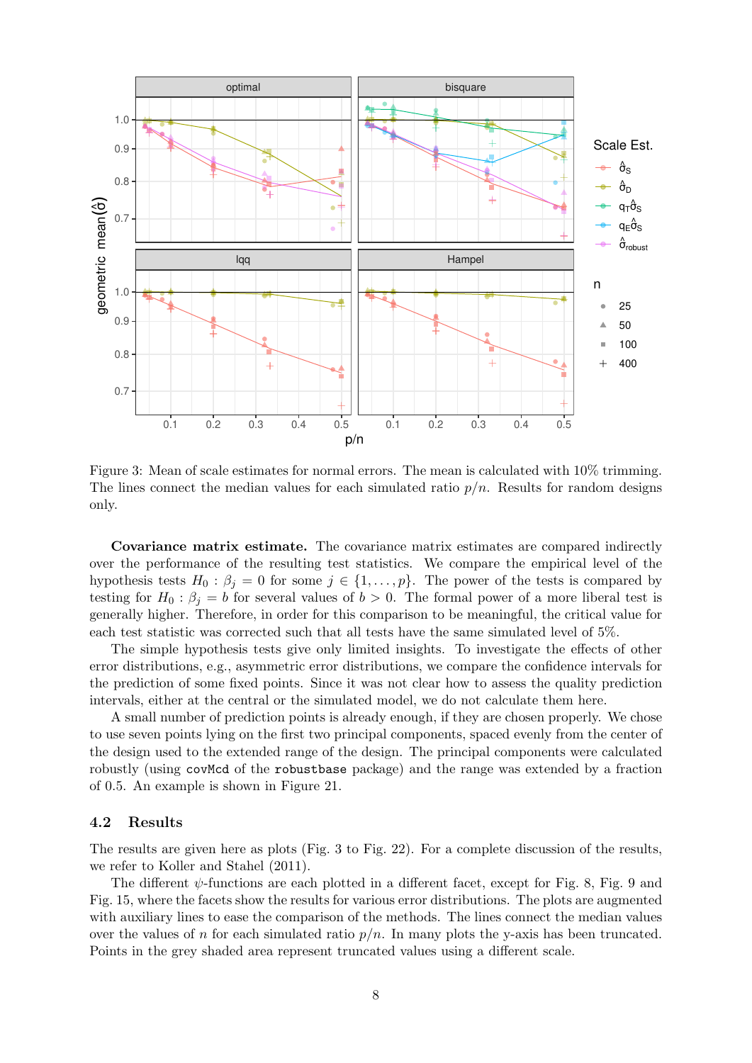optimal

bisquare

lqq

Hampel

geometric mean($\hat{\sigma}$)

1.0
0.9
0.8
0.7

0.1 0.2 0.3 0.4 0.5

p/n

Scale Est.

$\hat{\sigma}_S$

$\hat{\sigma}_D$

$q_T\hat{\sigma}_S$

$q_E\hat{\sigma}_S$

$\hat{\sigma}_{robust}$

n

25

50

100

400

Figure 3: Mean of scale estimates for normal errors. The mean is calculated with 10% trimming. The lines connect the median values for each simulated ratio $p/n$. Results for random designs only.

**Covariance matrix estimate.** The covariance matrix estimates are compared indirectly over the performance of the resulting test statistics. We compare the empirical level of the hypothesis tests $H_0 : \beta_j = 0$ for some $j \in \{1, \ldots, p\}$. The power of the tests is compared by testing for $H_0 : \beta_j = b$ for several values of $b > 0$. The formal power of a more liberal test is generally higher. Therefore, in order for this comparison to be meaningful, the critical value for each test statistic was corrected such that all tests have the same simulated level of 5%.

The simple hypothesis tests give only limited insights. To investigate the effects of other error distributions, e.g., asymmetric error distributions, we compare the confidence intervals for the prediction of some fixed points. Since it was not clear how to assess the quality prediction intervals, either at the central or the simulated model, we do not calculate them here.

A small number of prediction points is already enough, if they are chosen properly. We chose to use seven points lying on the first two principal components, spaced evenly from the center of the design used to the extended range of the design. The principal components were calculated robustly (using `covMcd` of the `robustbase` package) and the range was extended by a fraction of 0.5. An example is shown in Figure 21.

## 4.2 Results

The results are given here as plots (Fig. 3 to Fig. 22). For a complete discussion of the results, we refer to Koller and Stahel (2011).

The different $\psi$-functions are each plotted in a different facet, except for Fig. 8, Fig. 9 and Fig. 15, where the facets show the results for various error distributions. The plots are augmented with auxiliary lines to ease the comparison of the methods. The lines connect the median values over the values of $n$ for each simulated ratio $p/n$. In many plots the y-axis has been truncated. Points in the grey shaded area represent truncated values using a different scale.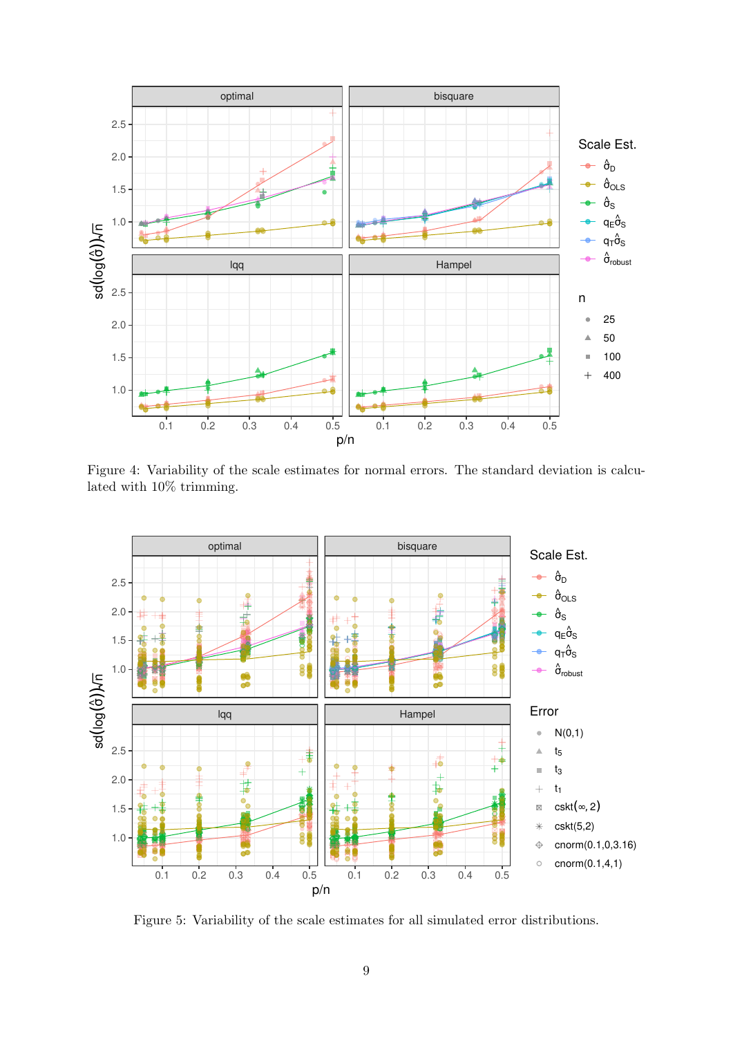optimal

bisquare

lqq

Hampel

2.5

2.0

1.5

1.0

0.1 0.2 0.3 0.4 0.5

p/n

$sd(\log(\hat{\sigma}))\sqrt{n}$

Scale Est.

$\hat{\sigma}_D$

$\hat{\sigma}_{OLS}$

$\hat{\sigma}_S$

$q_E\hat{\sigma}_S$

$q_T\hat{\sigma}_S$

$\hat{\sigma}_{robust}$

n

25

50

100

400

Figure 4: Variability of the scale estimates for normal errors. The standard deviation is calculated with 10% trimming.

optimal

bisquare

lqq

Hampel

2.5

2.0

1.5

1.0

0.1 0.2 0.3 0.4 0.5

p/n

$sd(\log(\hat{\sigma}))\sqrt{n}$

Scale Est.

$\hat{\sigma}_D$

$\hat{\sigma}_{OLS}$

$\hat{\sigma}_S$

$q_E\hat{\sigma}_S$

$q_T\hat{\sigma}_S$

$\hat{\sigma}_{robust}$

Error

N(0,1)

$t_5$

$t_3$

$t_1$

cskt($\infty$, 2)

cskt(5,2)

cnorm(0.1,0,3.16)

cnorm(0.1,4,1)

Figure 5: Variability of the scale estimates for all simulated error distributions.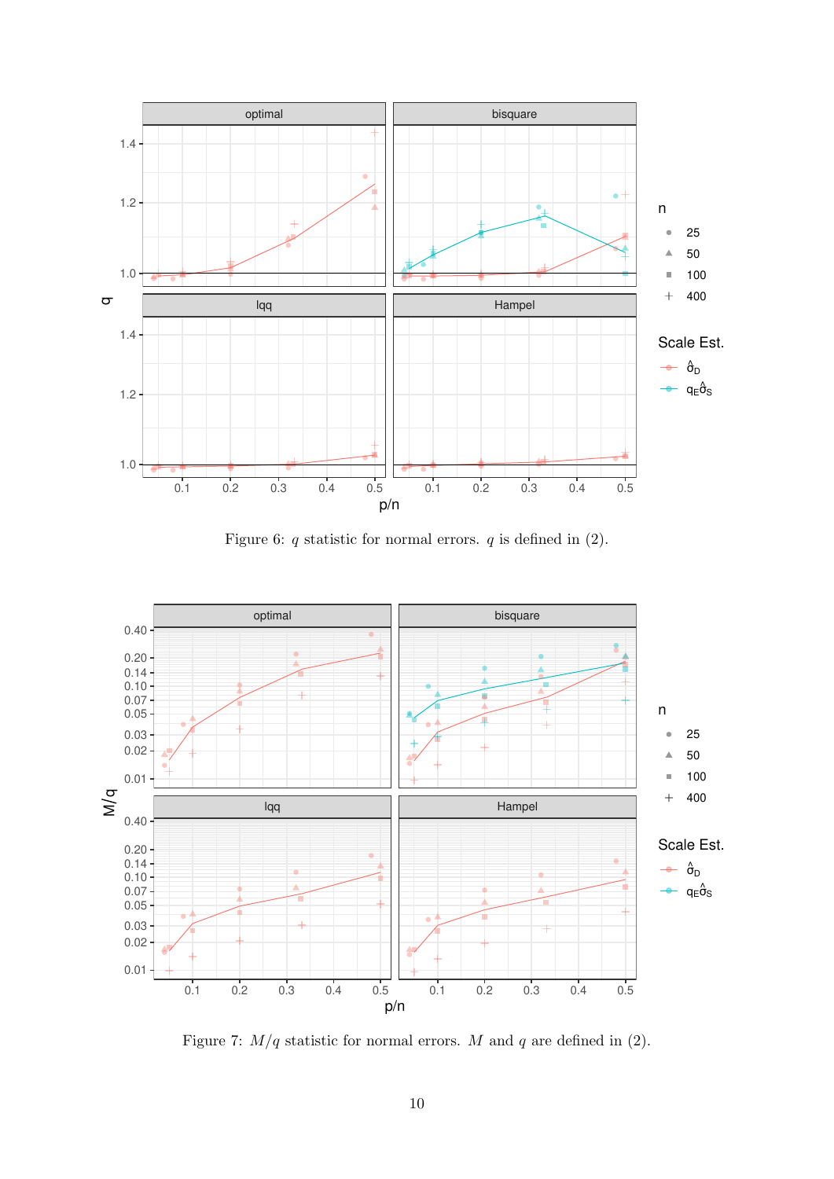optimal

bisquare

lqq

Hampel

q

1.4

1.2

1.0

0.1 0.2 0.3 0.4 0.5

p/n

n

25

50

100

400

Scale Est.

$\hat{\sigma}_D$

$q_E\hat{\sigma}_S$

Figure 6: $q$ statistic for normal errors. $q$ is defined in (2).

optimal

bisquare

lqq

Hampel

M/q

0.40

0.20

0.14

0.10

0.07

0.05

0.03

0.02

0.01

0.1 0.2 0.3 0.4 0.5

p/n

n

25

50

100

400

Scale Est.

$\hat{\sigma}_D$

$q_E\hat{\sigma}_S$

Figure 7: $M/q$ statistic for normal errors. $M$ and $q$ are defined in (2).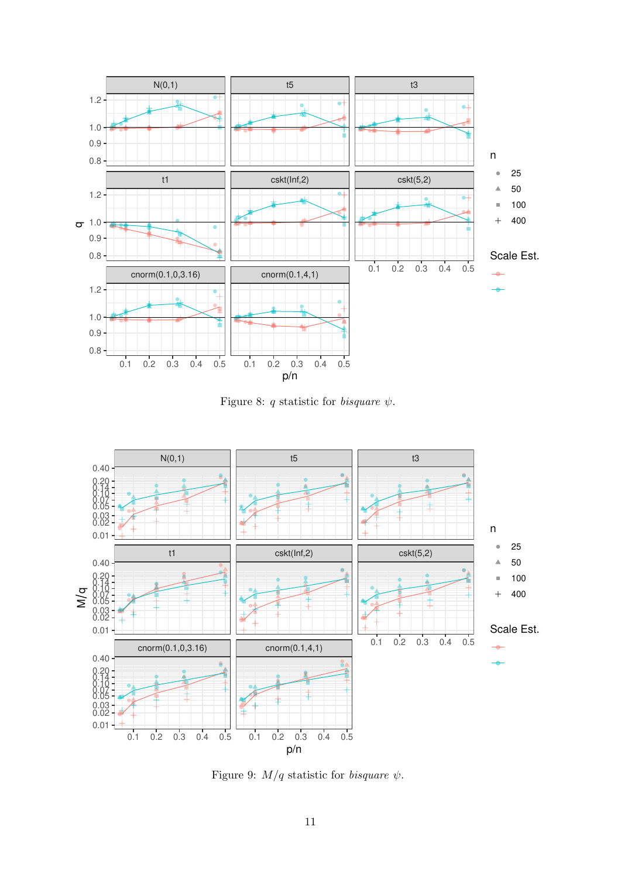N(0,1)
t5
t3
t1
cskt(Inf,2)
cskt(5,2)
cnorm(0.1,0,3.16)
cnorm(0.1,4,1)

1.2
1.0
0.9
0.8

q

0.1 0.2 0.3 0.4 0.5

p/n

n
25
50
100
400

Scale Est.

Figure 8: $q$ statistic for *bisquare* $\psi$.

N(0,1)
t5
t3
t1
cskt(Inf,2)
cskt(5,2)
cnorm(0.1,0,3.16)
cnorm(0.1,4,1)

0.40
0.20
0.14
0.10
0.07
0.05
0.03
0.02
0.01

M/q

0.1 0.2 0.3 0.4 0.5

p/n

n
25
50
100
400

Scale Est.

Figure 9: $M/q$ statistic for *bisquare* $\psi$.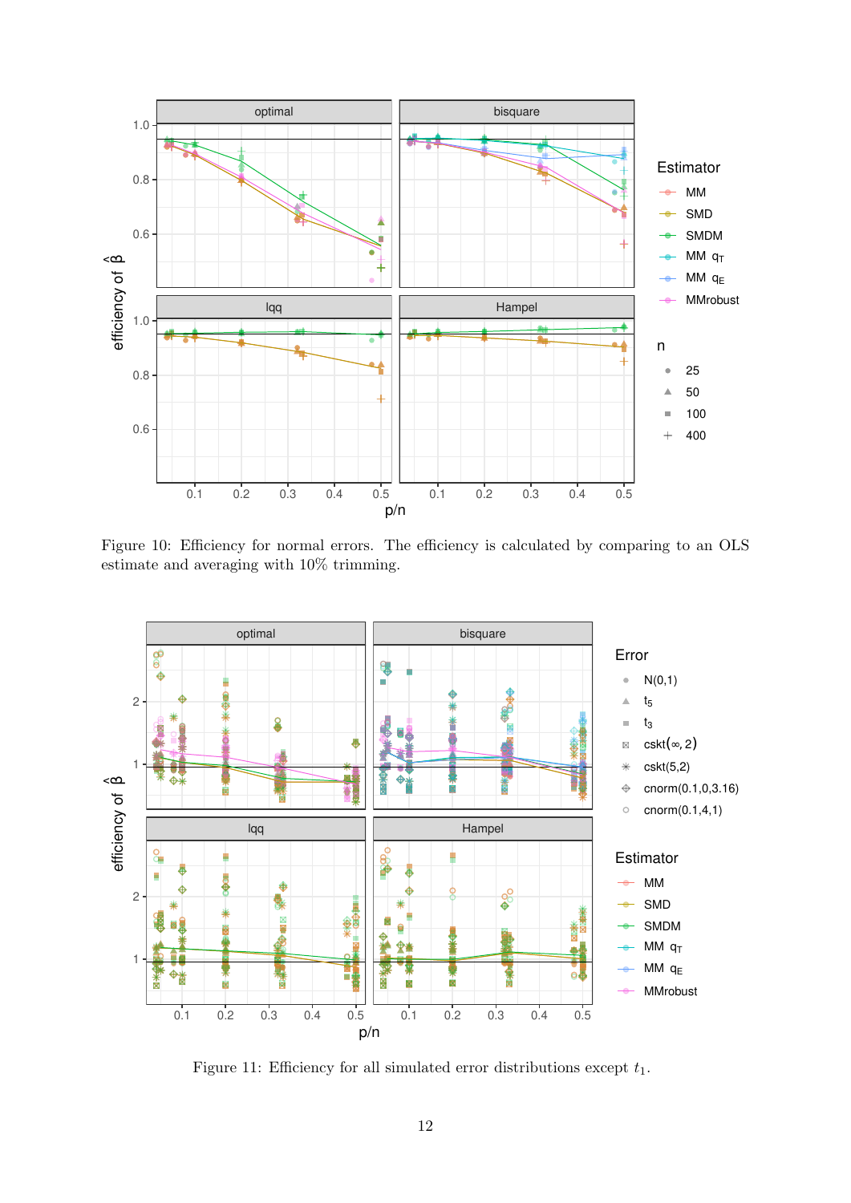Figure 10: Efficiency for normal errors. The efficiency is calculated by comparing to an OLS estimate and averaging with 10% trimming.

Figure 11: Efficiency for all simulated error distributions except $t_1$.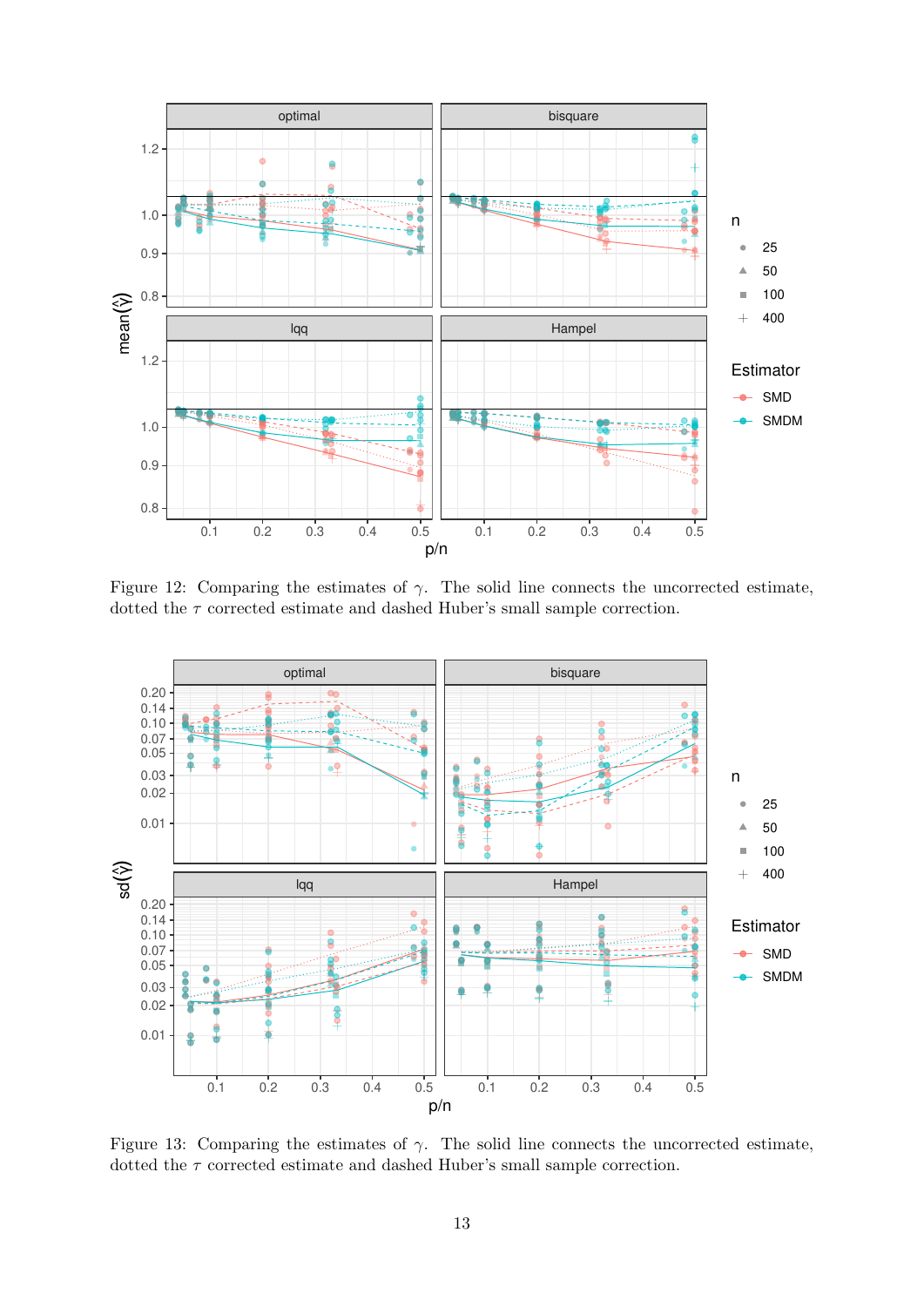optimal

bisquare

lqq

Hampel

1.2

1.0

0.9

0.8

mean($\hat{\gamma}$)

0.1 0.2 0.3 0.4 0.5

p/n

n

25

50

100

400

Estimator

SMD

SMDM

Figure 12: Comparing the estimates of $\gamma$. The solid line connects the uncorrected estimate, dotted the $\tau$ corrected estimate and dashed Huber's small sample correction.

optimal

bisquare

lqq

Hampel

0.20

0.14

0.10

0.07

0.05

0.03

0.02

0.01

sd($\hat{\gamma}$)

0.1 0.2 0.3 0.4 0.5

p/n

n

25

50

100

400

Estimator

SMD

SMDM

Figure 13: Comparing the estimates of $\gamma$. The solid line connects the uncorrected estimate, dotted the $\tau$ corrected estimate and dashed Huber's small sample correction.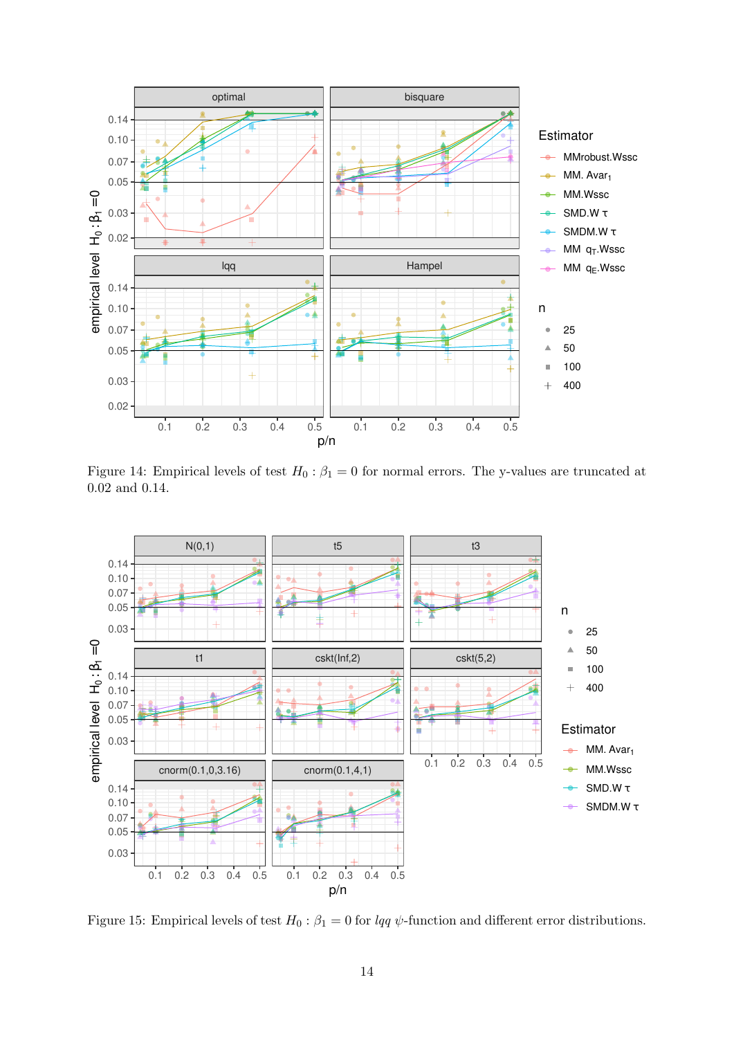optimal

bisquare

lqq

Hampel

0.14
0.10
0.07
0.05
0.03
0.02

empirical level $H_0 : \beta_1 = 0$

0.1 0.2 0.3 0.4 0.5

p/n

Estimator

MMrobust.Wssc

MM. Avar$_1$

MM.Wssc

SMD.W $\tau$

SMDM.W $\tau$

MM $q_T$.Wssc

MM $q_E$.Wssc

n

25

50

100

400

Figure 14: Empirical levels of test $H_0 : \beta_1 = 0$ for normal errors. The y-values are truncated at 0.02 and 0.14.

N(0,1)

t5

t3

t1

cskt(Inf,2)

cskt(5,2)

cnorm(0.1,0,3.16)

cnorm(0.1,4,1)

0.14
0.10
0.07
0.05
0.03

empirical level $H_0 : \beta_1 = 0$

0.1 0.2 0.3 0.4 0.5

p/n

n

25

50

100

400

Estimator

MM. Avar$_1$

MM.Wssc

SMD.W $\tau$

SMDM.W $\tau$

Figure 15: Empirical levels of test $H_0 : \beta_1 = 0$ for *lqq* $\psi$-function and different error distributions.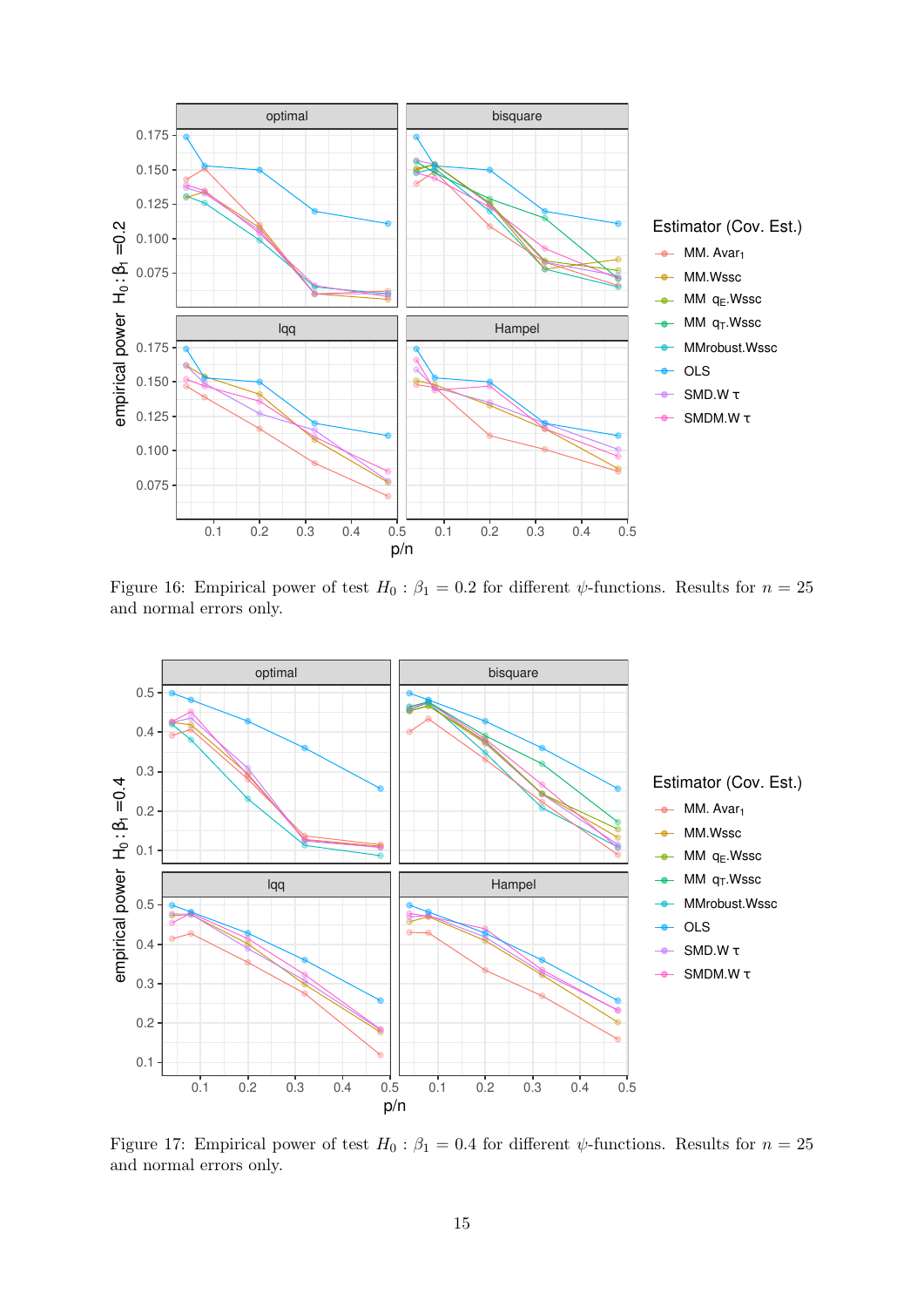optimal

bisquare

lqq

Hampel

0.175
0.150
0.125
0.100
0.075

empirical power $H_0 : \beta_1 = 0.2$

0.1 0.2 0.3 0.4 0.5

p/n

Estimator (Cov. Est.)

MM. Avar$_1$

MM.Wssc

MM $q_E$.Wssc

MM $q_T$.Wssc

MMrobust.Wssc

OLS

SMD.W τ

SMDM.W τ

Figure 16: Empirical power of test $H_0 : \beta_1 = 0.2$ for different $\psi$-functions. Results for $n = 25$ and normal errors only.

optimal

bisquare

lqq

Hampel

0.5
0.4
0.3
0.2
0.1

empirical power $H_0 : \beta_1 = 0.4$

0.1 0.2 0.3 0.4 0.5

p/n

Estimator (Cov. Est.)

MM. Avar$_1$

MM.Wssc

MM $q_E$.Wssc

MM $q_T$.Wssc

MMrobust.Wssc

OLS

SMD.W τ

SMDM.W τ

Figure 17: Empirical power of test $H_0 : \beta_1 = 0.4$ for different $\psi$-functions. Results for $n = 25$ and normal errors only.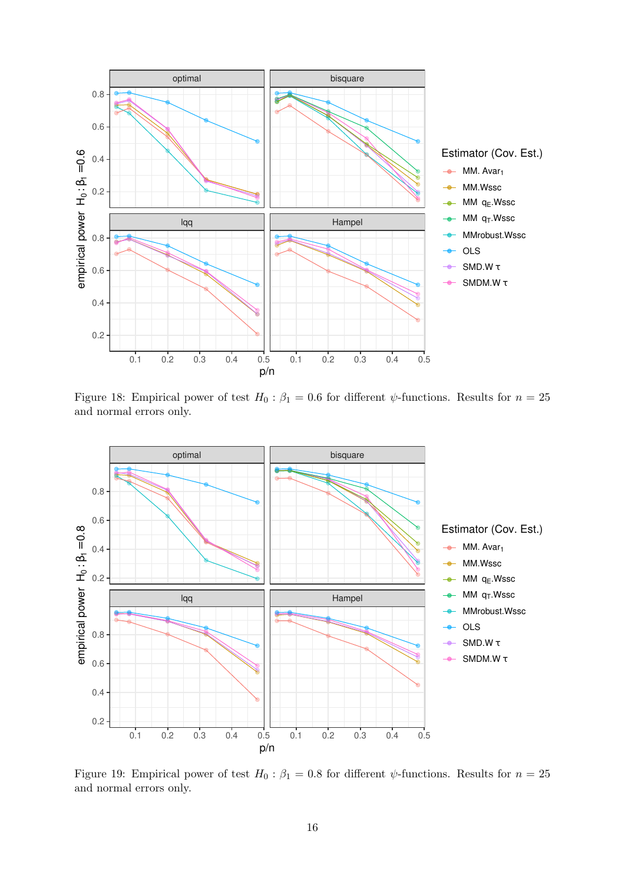optimal

bisquare

lqq

Hampel

empirical power $H_0 : \beta_1 = 0.6$

0.8
0.6
0.4
0.2

0.1 0.2 0.3 0.4 0.5 0.1 0.2 0.3 0.4 0.5

p/n

Estimator (Cov. Est.)

MM. $\text{Avar}_1$

MM.Wssc

MM $q_E$.Wssc

MM $q_T$.Wssc

MMrobust.Wssc

OLS

SMD.W τ

SMDM.W τ

Figure 18: Empirical power of test $H_0 : \beta_1 = 0.6$ for different $\psi$-functions. Results for $n = 25$ and normal errors only.

optimal

bisquare

lqq

Hampel

empirical power $H_0 : \beta_1 = 0.8$

0.8
0.6
0.4
0.2

0.1 0.2 0.3 0.4 0.5 0.1 0.2 0.3 0.4 0.5

p/n

Estimator (Cov. Est.)

MM. $\text{Avar}_1$

MM.Wssc

MM $q_E$.Wssc

MM $q_T$.Wssc

MMrobust.Wssc

OLS

SMD.W τ

SMDM.W τ

Figure 19: Empirical power of test $H_0 : \beta_1 = 0.8$ for different $\psi$-functions. Results for $n = 25$ and normal errors only.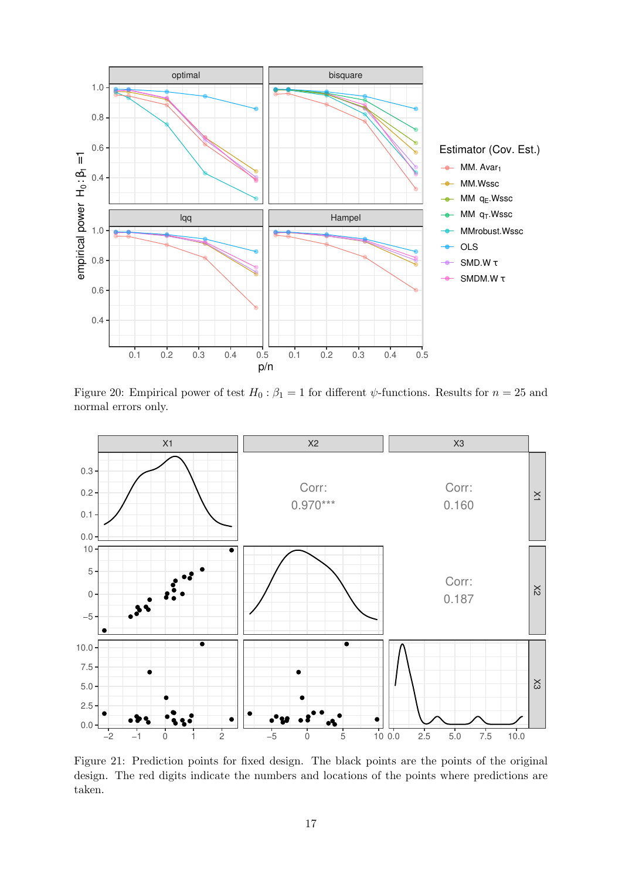optimal

bisquare

lqq

Hampel

empirical power $H_0: \beta_1 = 1$

p/n

0.1 0.2 0.3 0.4 0.5

1.0 0.8 0.6 0.4

Estimator (Cov. Est.)

MM. $\text{Avar}_1$

MM.Wssc

MM $q_E$.Wssc

MM $q_T$.Wssc

MMrobust.Wssc

OLS

SMD.W τ

SMDM.W τ

Figure 20: Empirical power of test $H_0 : \beta_1 = 1$ for different $\psi$-functions. Results for $n = 25$ and normal errors only.

X1

X2

X3

Corr: 0.970***

Corr: 0.160

Corr: 0.187

Figure 21: Prediction points for fixed design. The black points are the points of the original design. The red digits indicate the numbers and locations of the points where predictions are taken.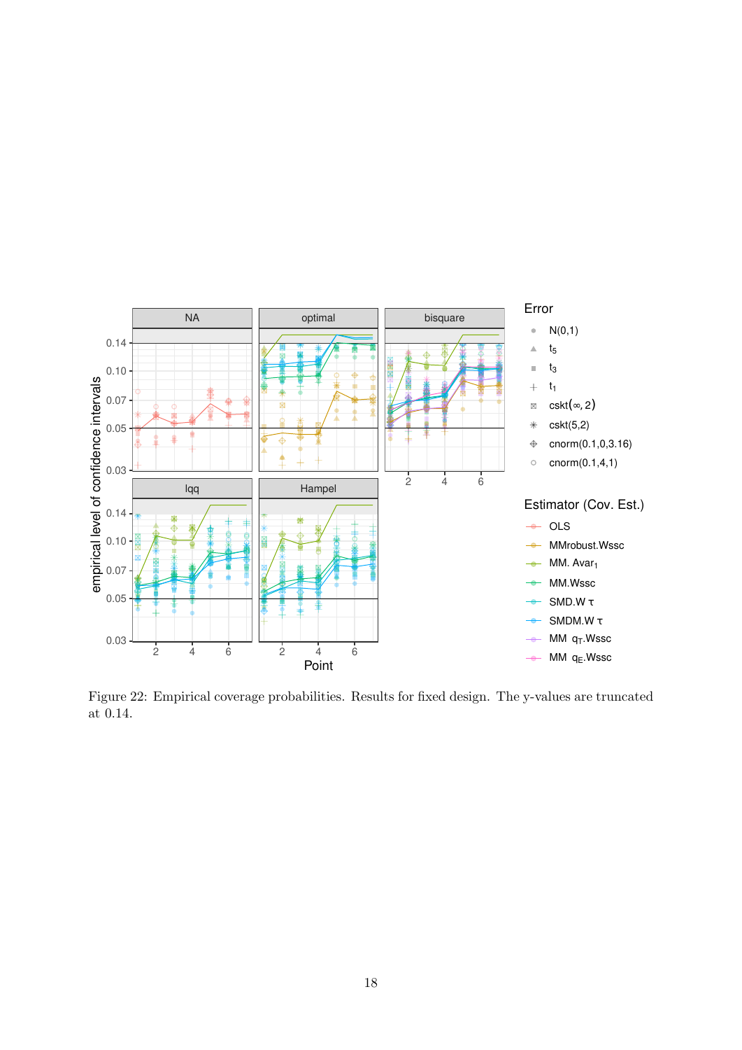NA

optimal

bisquare

lqq

Hampel

0.14

0.10

0.07

0.05

0.03

empirical level of confidence intervals

2

4

6

Point

Error

N(0,1)

$t_5$

$t_3$

$t_1$

cskt($\infty$, 2)

cskt(5,2)

cnorm(0.1,0,3.16)

cnorm(0.1,4,1)

Estimator (Cov. Est.)

OLS

MMrobust.Wssc

MM. $Avar_1$

MM.Wssc

SMD.W τ

SMDM.W τ

MM $q_T$.Wssc

MM $q_E$.Wssc

Figure 22: Empirical coverage probabilities. Results for fixed design. The y-values are truncated at 0.14.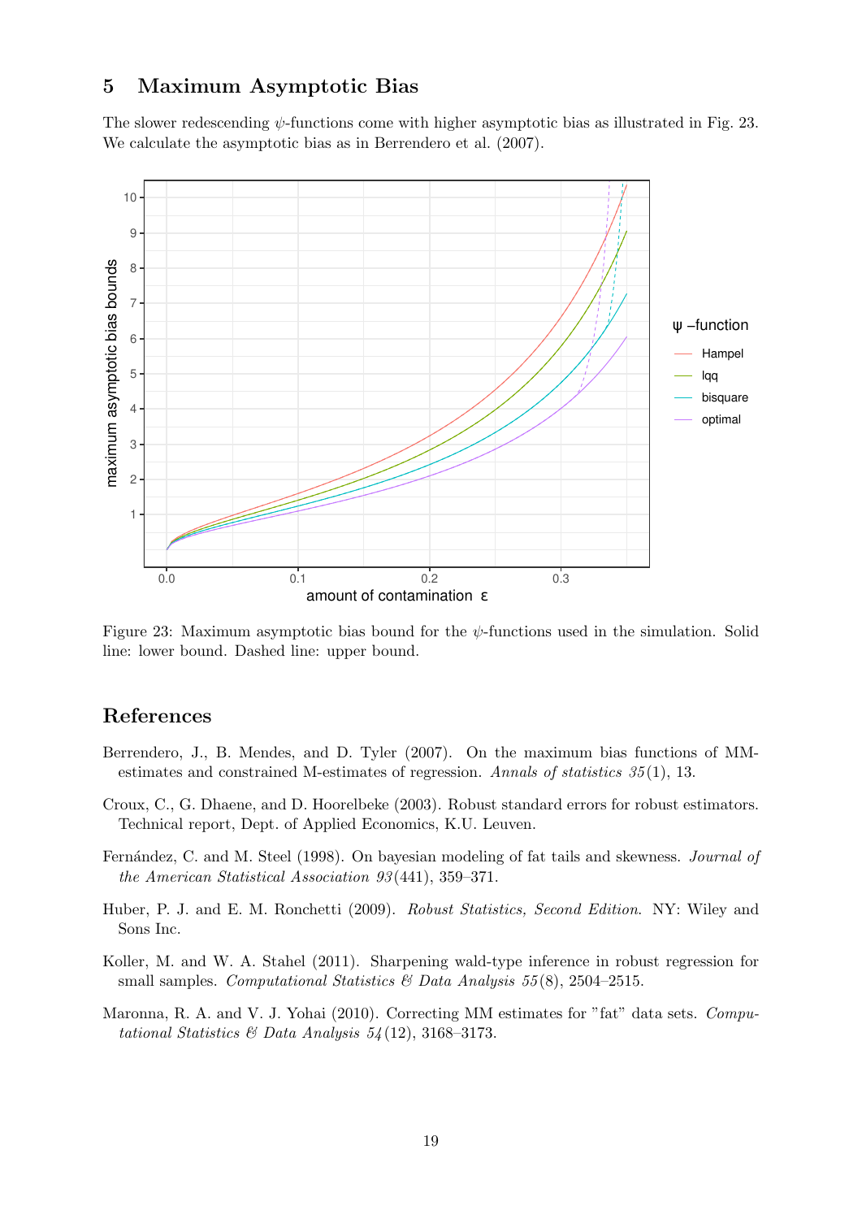## 5 Maximum Asymptotic Bias

The slower redescending $\psi$-functions come with higher asymptotic bias as illustrated in Fig. 23. We calculate the asymptotic bias as in Berrendero et al. (2007).

maximum asymptotic bias bounds

10
9
8
7
6
5
4
3
2
1

0.0
0.1
0.2
0.3

amount of contamination ε

ψ –function
Hampel
lqq
bisquare
optimal

Figure 23: Maximum asymptotic bias bound for the $\psi$-functions used in the simulation. Solid line: lower bound. Dashed line: upper bound.

## References

Berrendero, J., B. Mendes, and D. Tyler (2007). On the maximum bias functions of MM-estimates and constrained M-estimates of regression. *Annals of statistics 35*(1), 13.

Croux, C., G. Dhaene, and D. Hoorelbeke (2003). Robust standard errors for robust estimators. Technical report, Dept. of Applied Economics, K.U. Leuven.

Fernández, C. and M. Steel (1998). On bayesian modeling of fat tails and skewness. *Journal of the American Statistical Association 93*(441), 359–371.

Huber, P. J. and E. M. Ronchetti (2009). *Robust Statistics, Second Edition*. NY: Wiley and Sons Inc.

Koller, M. and W. A. Stahel (2011). Sharpening wald-type inference in robust regression for small samples. *Computational Statistics & Data Analysis 55*(8), 2504–2515.

Maronna, R. A. and V. J. Yohai (2010). Correcting MM estimates for "fat" data sets. *Computational Statistics & Data Analysis 54*(12), 3168–3173.